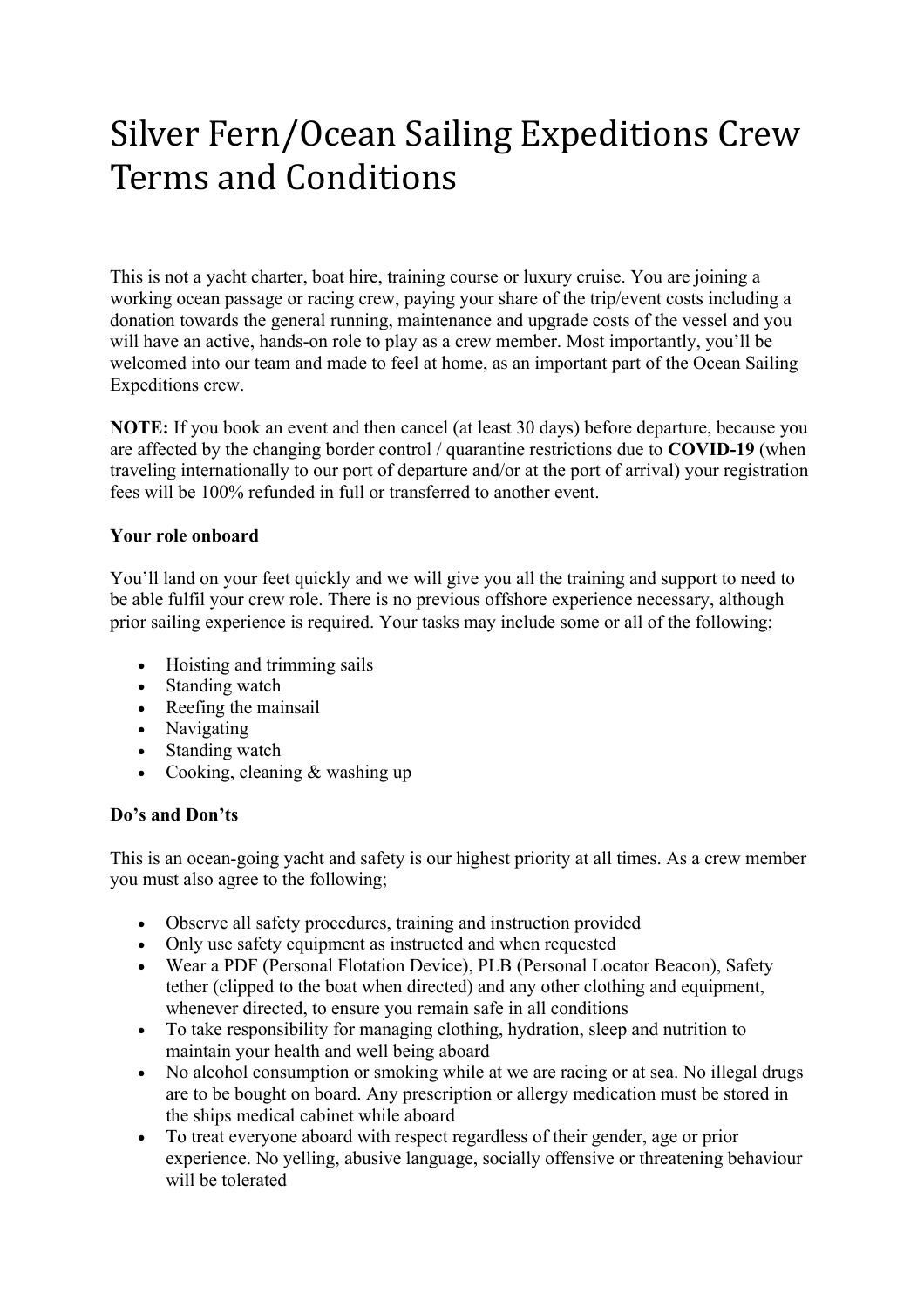# Silver Fern/Ocean Sailing Expeditions Crew Terms and Conditions

This is not a yacht charter, boat hire, training course or luxury cruise. You are joining a working ocean passage or racing crew, paying your share of the trip/event costs including a donation towards the general running, maintenance and upgrade costs of the vessel and you will have an active, hands-on role to play as a crew member. Most importantly, you'll be welcomed into our team and made to feel at home, as an important part of the Ocean Sailing Expeditions crew.

**NOTE:** If you book an event and then cancel (at least 30 days) before departure, because you are affected by the changing border control / quarantine restrictions due to **COVID-19** (when traveling internationally to our port of departure and/or at the port of arrival) your registration fees will be 100% refunded in full or transferred to another event.

**Your role onboard**

You'll land on your feet quickly and we will give you all the training and support to need to be able fulfil your crew role. There is no previous offshore experience necessary, although prior sailing experience is required. Your tasks may include some or all of the following;

- Hoisting and trimming sails
- Standing watch
- Reefing the mainsail
- Navigating
- Standing watch
- Cooking, cleaning & washing up

**Do's and Don'ts**

This is an ocean-going yacht and safety is our highest priority at all times. As a crew member you must also agree to the following;

- Observe all safety procedures, training and instruction provided
- Only use safety equipment as instructed and when requested
- Wear a PDF (Personal Flotation Device), PLB (Personal Locator Beacon), Safety tether (clipped to the boat when directed) and any other clothing and equipment, whenever directed, to ensure you remain safe in all conditions
- To take responsibility for managing clothing, hydration, sleep and nutrition to maintain your health and well being aboard
- No alcohol consumption or smoking while at we are racing or at sea. No illegal drugs are to be bought on board. Any prescription or allergy medication must be stored in the ships medical cabinet while aboard
- To treat everyone aboard with respect regardless of their gender, age or prior experience. No yelling, abusive language, socially offensive or threatening behaviour will be tolerated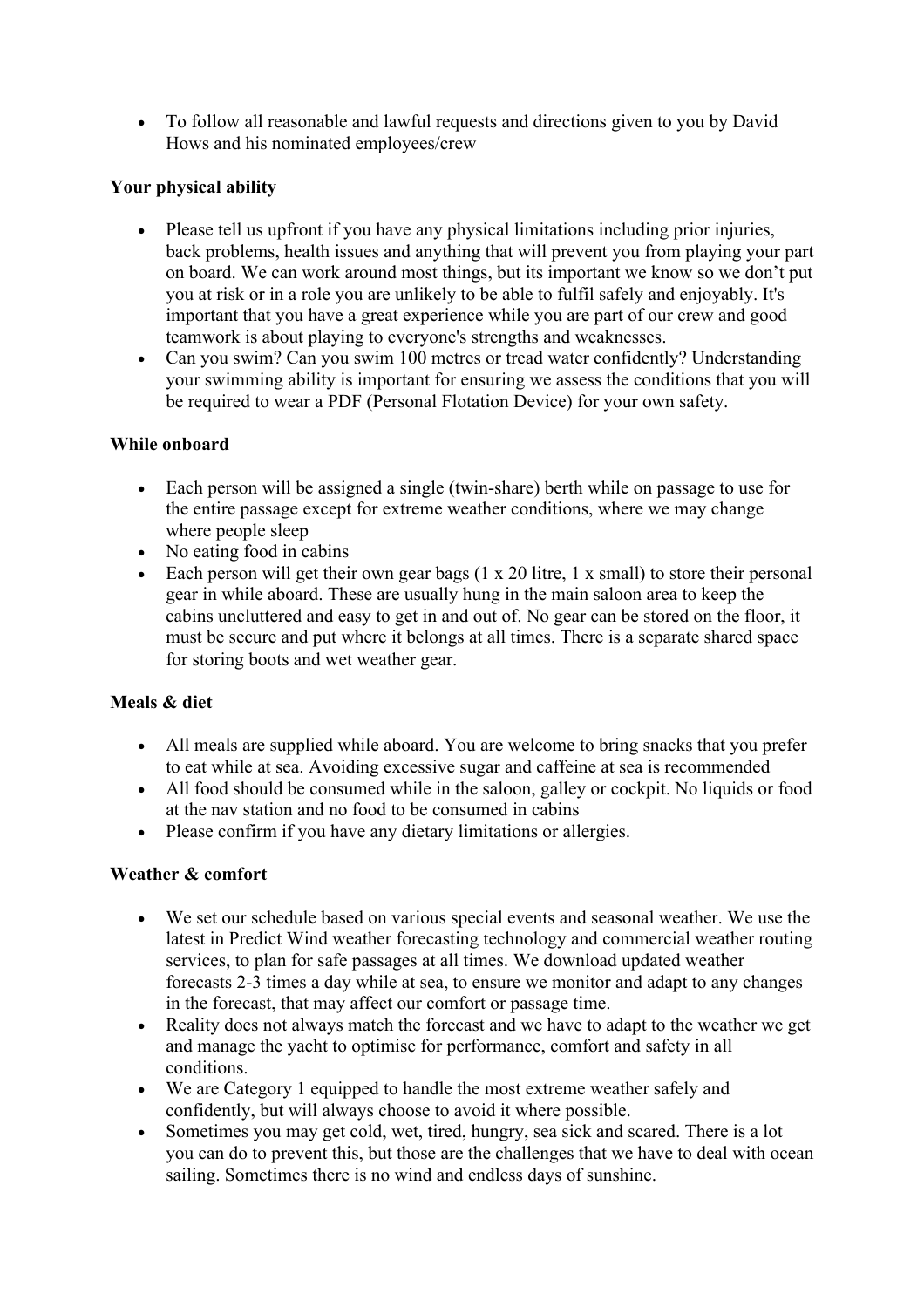- To follow all reasonable and lawful requests and directions given to you by David Hows and his nominated employees/crew

**Your physical ability**

- Please tell us upfront if you have any physical limitations including prior injuries, back problems, health issues and anything that will prevent you from playing your part on board. We can work around most things, but its important we know so we don't put you at risk or in a role you are unlikely to be able to fulfil safely and enjoyably. It's important that you have a great experience while you are part of our crew and good teamwork is about playing to everyone's strengths and weaknesses.
- Can you swim? Can you swim 100 metres or tread water confidently? Understanding your swimming ability is important for ensuring we assess the conditions that you will be required to wear a PDF (Personal Flotation Device) for your own safety.

**While onboard**

- Each person will be assigned a single (twin-share) berth while on passage to use for the entire passage except for extreme weather conditions, where we may change where people sleep
- No eating food in cabins
- Each person will get their own gear bags (1 x 20 litre, 1 x small) to store their personal gear in while aboard. These are usually hung in the main saloon area to keep the cabins uncluttered and easy to get in and out of. No gear can be stored on the floor, it must be secure and put where it belongs at all times. There is a separate shared space for storing boots and wet weather gear.

**Meals & diet**

- All meals are supplied while aboard. You are welcome to bring snacks that you prefer to eat while at sea. Avoiding excessive sugar and caffeine at sea is recommended
- All food should be consumed while in the saloon, galley or cockpit. No liquids or food at the nav station and no food to be consumed in cabins
- Please confirm if you have any dietary limitations or allergies.

**Weather & comfort**

- We set our schedule based on various special events and seasonal weather. We use the latest in Predict Wind weather forecasting technology and commercial weather routing services, to plan for safe passages at all times. We download updated weather forecasts 2-3 times a day while at sea, to ensure we monitor and adapt to any changes in the forecast, that may affect our comfort or passage time.
- Reality does not always match the forecast and we have to adapt to the weather we get and manage the yacht to optimise for performance, comfort and safety in all conditions.
- We are Category 1 equipped to handle the most extreme weather safely and confidently, but will always choose to avoid it where possible.
- Sometimes you may get cold, wet, tired, hungry, sea sick and scared. There is a lot you can do to prevent this, but those are the challenges that we have to deal with ocean sailing. Sometimes there is no wind and endless days of sunshine.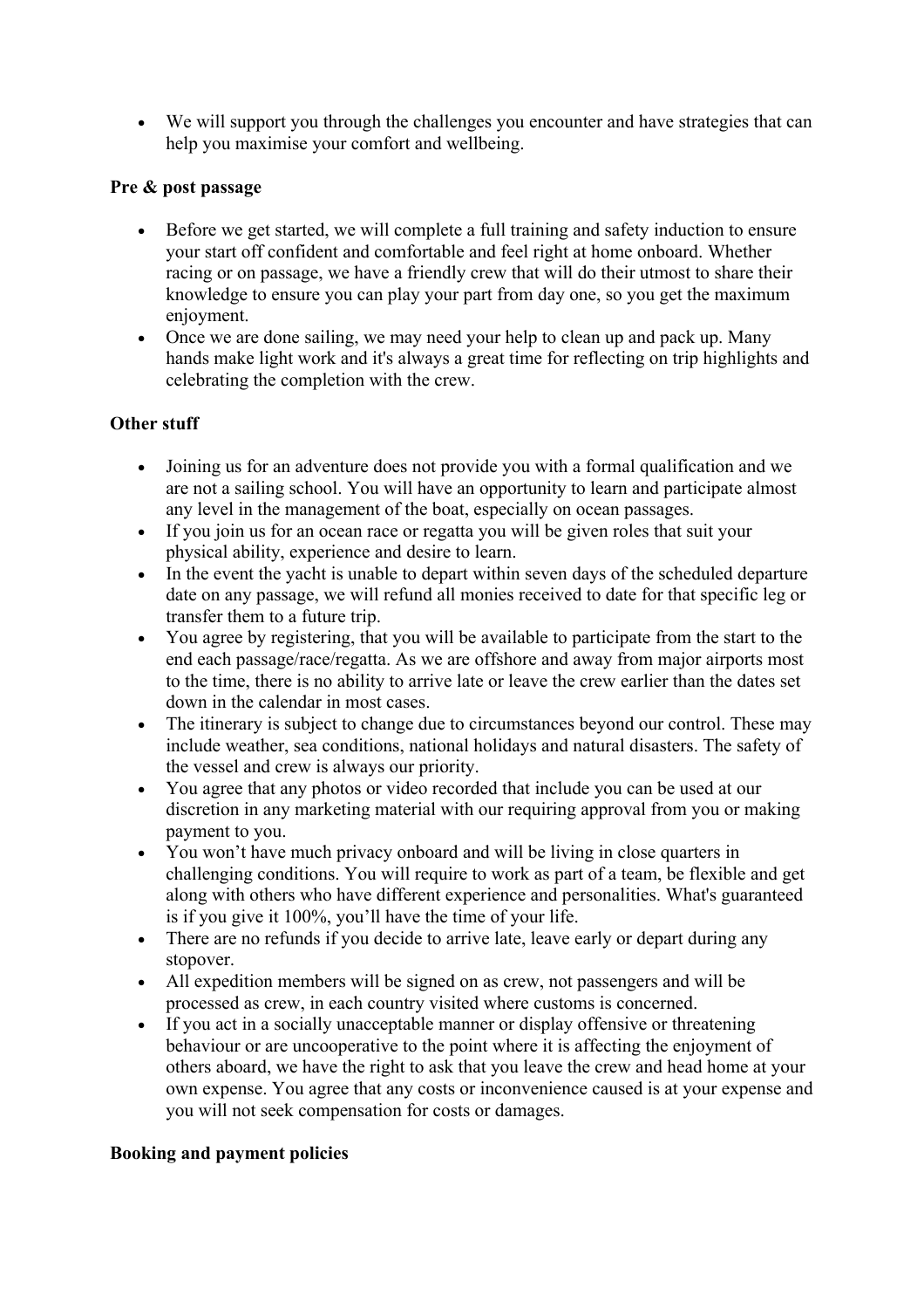- We will support you through the challenges you encounter and have strategies that can help you maximise your comfort and wellbeing.

**Pre & post passage**

- Before we get started, we will complete a full training and safety induction to ensure your start off confident and comfortable and feel right at home onboard. Whether racing or on passage, we have a friendly crew that will do their utmost to share their knowledge to ensure you can play your part from day one, so you get the maximum enjoyment.
- Once we are done sailing, we may need your help to clean up and pack up. Many hands make light work and it's always a great time for reflecting on trip highlights and celebrating the completion with the crew.

**Other stuff**

- Joining us for an adventure does not provide you with a formal qualification and we are not a sailing school. You will have an opportunity to learn and participate almost any level in the management of the boat, especially on ocean passages.
- If you join us for an ocean race or regatta you will be given roles that suit your physical ability, experience and desire to learn.
- In the event the yacht is unable to depart within seven days of the scheduled departure date on any passage, we will refund all monies received to date for that specific leg or transfer them to a future trip.
- You agree by registering, that you will be available to participate from the start to the end each passage/race/regatta. As we are offshore and away from major airports most to the time, there is no ability to arrive late or leave the crew earlier than the dates set down in the calendar in most cases.
- The itinerary is subject to change due to circumstances beyond our control. These may include weather, sea conditions, national holidays and natural disasters. The safety of the vessel and crew is always our priority.
- You agree that any photos or video recorded that include you can be used at our discretion in any marketing material with our requiring approval from you or making payment to you.
- You won't have much privacy onboard and will be living in close quarters in challenging conditions. You will require to work as part of a team, be flexible and get along with others who have different experience and personalities. What's guaranteed is if you give it 100%, you'll have the time of your life.
- There are no refunds if you decide to arrive late, leave early or depart during any stopover.
- All expedition members will be signed on as crew, not passengers and will be processed as crew, in each country visited where customs is concerned.
- If you act in a socially unacceptable manner or display offensive or threatening behaviour or are uncooperative to the point where it is affecting the enjoyment of others aboard, we have the right to ask that you leave the crew and head home at your own expense. You agree that any costs or inconvenience caused is at your expense and you will not seek compensation for costs or damages.

**Booking and payment policies**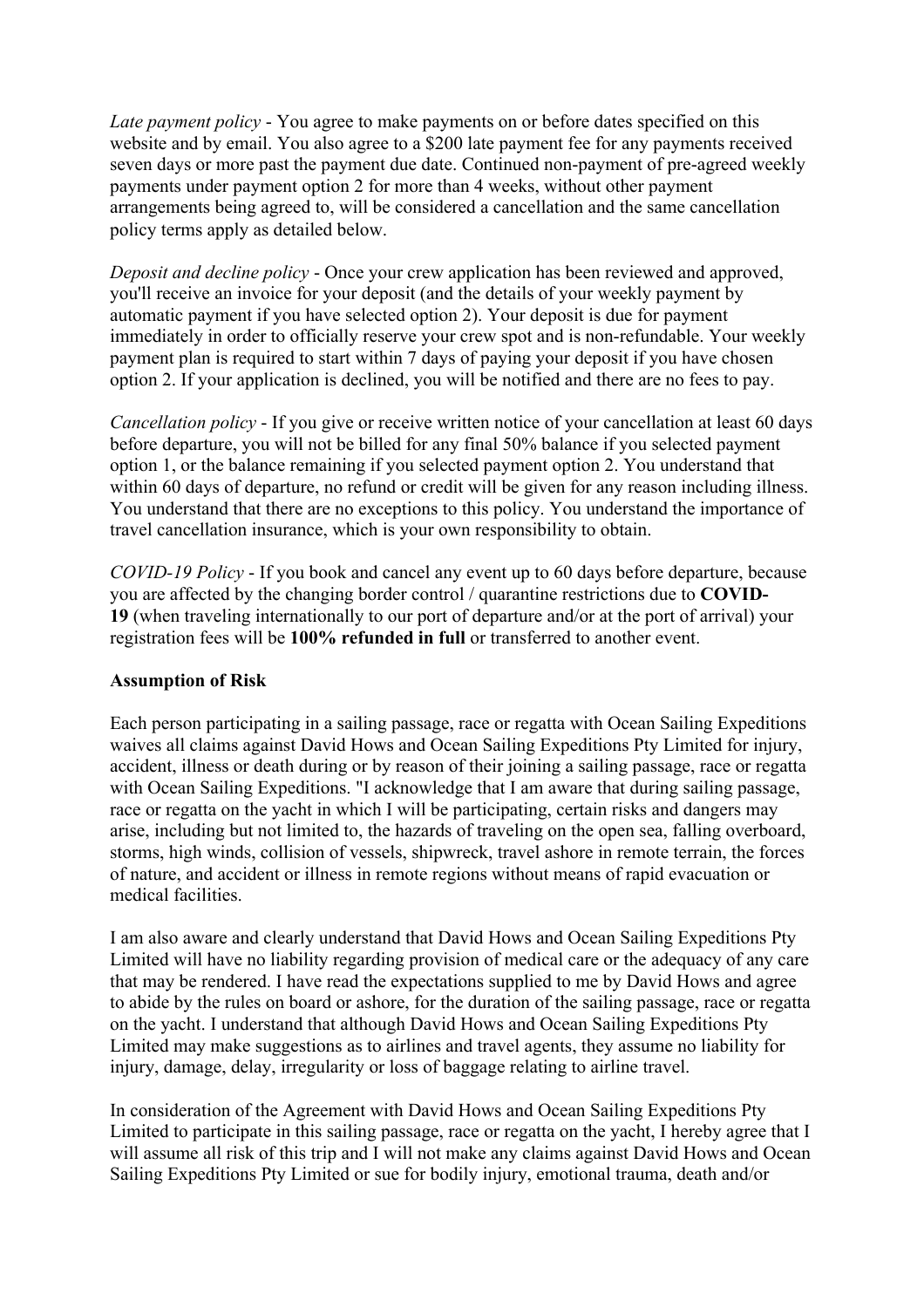*Late payment policy* - You agree to make payments on or before dates specified on this website and by email. You also agree to a $200 late payment fee for any payments received seven days or more past the payment due date. Continued non-payment of pre-agreed weekly payments under payment option 2 for more than 4 weeks, without other payment arrangements being agreed to, will be considered a cancellation and the same cancellation policy terms apply as detailed below.

*Deposit and decline policy* - Once your crew application has been reviewed and approved, you'll receive an invoice for your deposit (and the details of your weekly payment by automatic payment if you have selected option 2). Your deposit is due for payment immediately in order to officially reserve your crew spot and is non-refundable. Your weekly payment plan is required to start within 7 days of paying your deposit if you have chosen option 2. If your application is declined, you will be notified and there are no fees to pay.

*Cancellation policy* - If you give or receive written notice of your cancellation at least 60 days before departure, you will not be billed for any final 50% balance if you selected payment option 1, or the balance remaining if you selected payment option 2. You understand that within 60 days of departure, no refund or credit will be given for any reason including illness. You understand that there are no exceptions to this policy. You understand the importance of travel cancellation insurance, which is your own responsibility to obtain.

*COVID-19 Policy* - If you book and cancel any event up to 60 days before departure, because you are affected by the changing border control / quarantine restrictions due to **COVID-19** (when traveling internationally to our port of departure and/or at the port of arrival) your registration fees will be **100% refunded in full** or transferred to another event.

**Assumption of Risk**

Each person participating in a sailing passage, race or regatta with Ocean Sailing Expeditions waives all claims against David Hows and Ocean Sailing Expeditions Pty Limited for injury, accident, illness or death during or by reason of their joining a sailing passage, race or regatta with Ocean Sailing Expeditions. "I acknowledge that I am aware that during sailing passage, race or regatta on the yacht in which I will be participating, certain risks and dangers may arise, including but not limited to, the hazards of traveling on the open sea, falling overboard, storms, high winds, collision of vessels, shipwreck, travel ashore in remote terrain, the forces of nature, and accident or illness in remote regions without means of rapid evacuation or medical facilities.

I am also aware and clearly understand that David Hows and Ocean Sailing Expeditions Pty Limited will have no liability regarding provision of medical care or the adequacy of any care that may be rendered. I have read the expectations supplied to me by David Hows and agree to abide by the rules on board or ashore, for the duration of the sailing passage, race or regatta on the yacht. I understand that although David Hows and Ocean Sailing Expeditions Pty Limited may make suggestions as to airlines and travel agents, they assume no liability for injury, damage, delay, irregularity or loss of baggage relating to airline travel.

In consideration of the Agreement with David Hows and Ocean Sailing Expeditions Pty Limited to participate in this sailing passage, race or regatta on the yacht, I hereby agree that I will assume all risk of this trip and I will not make any claims against David Hows and Ocean Sailing Expeditions Pty Limited or sue for bodily injury, emotional trauma, death and/or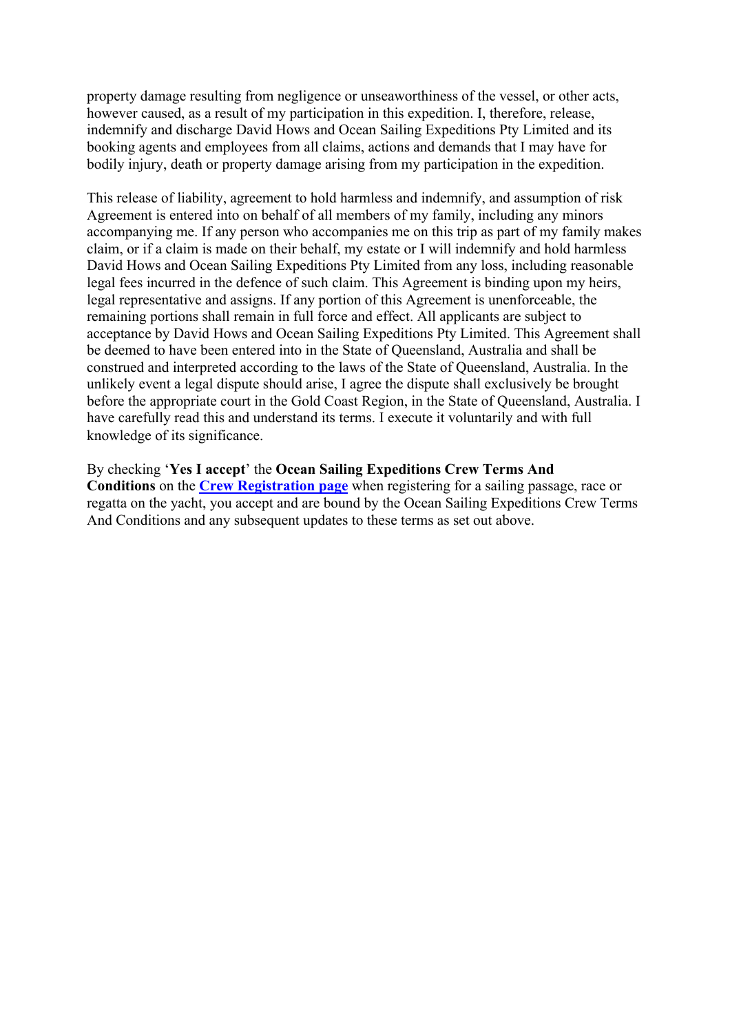property damage resulting from negligence or unseaworthiness of the vessel, or other acts, however caused, as a result of my participation in this expedition. I, therefore, release, indemnify and discharge David Hows and Ocean Sailing Expeditions Pty Limited and its booking agents and employees from all claims, actions and demands that I may have for bodily injury, death or property damage arising from my participation in the expedition.

This release of liability, agreement to hold harmless and indemnify, and assumption of risk Agreement is entered into on behalf of all members of my family, including any minors accompanying me. If any person who accompanies me on this trip as part of my family makes claim, or if a claim is made on their behalf, my estate or I will indemnify and hold harmless David Hows and Ocean Sailing Expeditions Pty Limited from any loss, including reasonable legal fees incurred in the defence of such claim. This Agreement is binding upon my heirs, legal representative and assigns. If any portion of this Agreement is unenforceable, the remaining portions shall remain in full force and effect. All applicants are subject to acceptance by David Hows and Ocean Sailing Expeditions Pty Limited. This Agreement shall be deemed to have been entered into in the State of Queensland, Australia and shall be construed and interpreted according to the laws of the State of Queensland, Australia. In the unlikely event a legal dispute should arise, I agree the dispute shall exclusively be brought before the appropriate court in the Gold Coast Region, in the State of Queensland, Australia. I have carefully read this and understand its terms. I execute it voluntarily and with full knowledge of its significance.

By checking '**Yes I accept**' the **Ocean Sailing Expeditions Crew Terms And Conditions** on the **Crew Registration page** when registering for a sailing passage, race or regatta on the yacht, you accept and are bound by the Ocean Sailing Expeditions Crew Terms And Conditions and any subsequent updates to these terms as set out above.